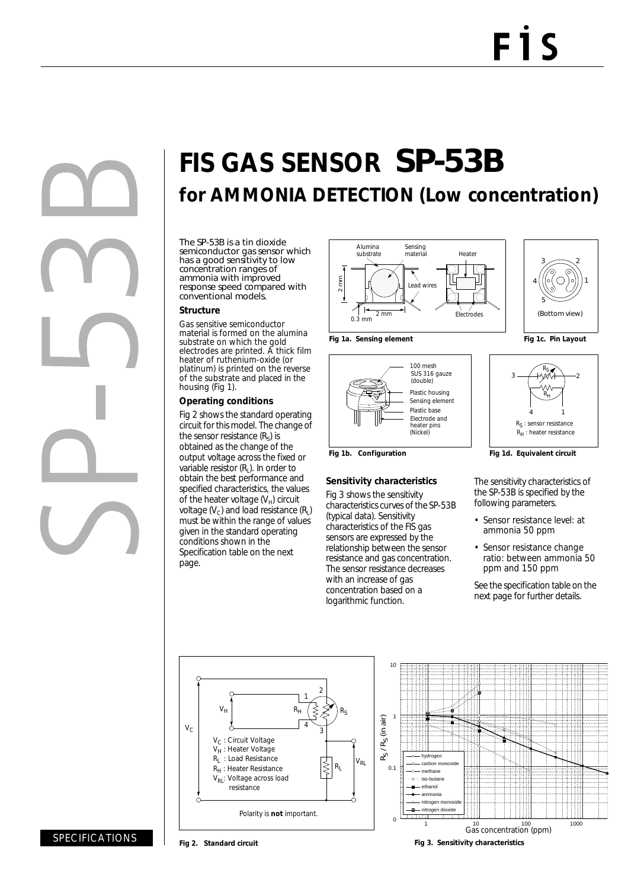# FIS GAS SENSOR SP-53B

## for AMMONIA DETECTION (Low concentration)

The SP-53B is a tin dioxide semiconductor gas sensor which has a good sensitivity to low concentration ranges of ammonia with improved response speed compared with conventional models.

### Structure

Gas sensitive semiconductor material is formed on the alumina substrate on which the gold electrodes are printed. A thick film heater of ruthenium-oxide (or platinum) is printed on the reverse of the substrate and placed in the housing (Fig 1).

### Operating conditions

Fig 2 shows the standard operating circuit for this model. The change of the sensor resistance ($R_S$) is obtained as the change of the output voltage across the fixed or variable resistor ($R_L$). In order to obtain the best performance and specified characteristics, the values of the heater voltage ($V_H$) circuit voltage ($V_C$) and load resistance ($R_L$) must be within the range of values given in the standard operating conditions shown in the Specification table on the next page.

Fig 1a. Sensing element

Fig 1b. Configuration

Fig 1c. Pin Layout

Fig 1d. Equivalent circuit

### Sensitivity characteristics

Fig 3 shows the sensitivity characteristics curves of the SP-53B (typical data). Sensitivity characteristics of the FIS gas sensors are expressed by the relationship between the sensor resistance and gas concentration. The sensor resistance decreases with an increase of gas concentration based on a logarithmic function.

The sensitivity characteristics of the SP-53B is specified by the following parameters.

- Sensor resistance level: at ammonia 50 ppm
- Sensor resistance change ratio: between ammonia 50 ppm and 150 ppm

See the specification table on the next page for further details.

Fig 2. Standard circuit

Fig 3. Sensitivity characteristics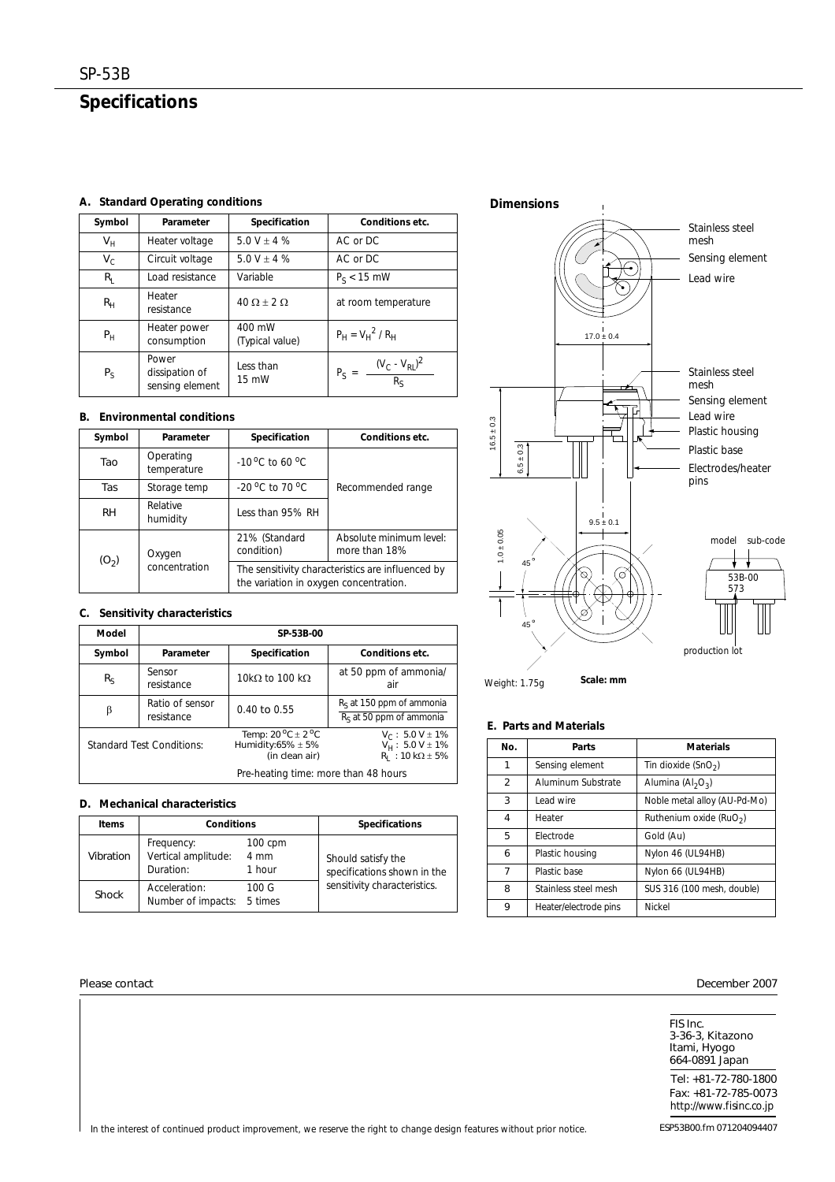# SP-53B

## Specifications

### A. Standard Operating conditions

| Symbol | Parameter | Specification | Conditions etc. |
|---|---|---|---|
| $V_H$ | Heater voltage | 5.0 V ± 4 % | AC or DC |
| $V_C$ | Circuit voltage | 5.0 V ± 4 % | AC or DC |
| $R_L$ | Load resistance | Variable | $P_S$ < 15 mW |
| $R_H$ | Heater resistance | 40 Ω ± 2 Ω | at room temperature |
| $P_H$ | Heater power consumption | 400 mW (Typical value) | $P_H = V_H^2 / R_H$ |
| $P_S$ | Power dissipation of sensing element | Less than 15 mW | $P_S = \frac{(V_C - V_{RL})^2}{R_S}$ |

### B. Environmental conditions

| Symbol | Parameter | Specification | Conditions etc. |
|---|---|---|---|
| Tao | Operating temperature | -10 °C to 60 °C | Recommended range |
| Tas | Storage temp | -20 °C to 70 °C | |
| RH | Relative humidity | Less than 95% RH | |
| $(O_2)$ | Oxygen concentration | 21% (Standard condition) | Absolute minimum level: more than 18% |
| | | The sensitivity characteristics are influenced by the variation in oxygen concentration. | |

### C. Sensitivity characteristics

| Model | SP-53B-00 | | |
|---|---|---|---|
| Symbol | Parameter | Specification | Conditions etc. |
| $R_S$ | Sensor resistance | 10kΩ to 100 kΩ | at 50 ppm of ammonia/ air |
| β | Ratio of sensor resistance | 0.40 to 0.55 | $\frac{R_S \text{ at 150 ppm of ammonia}}{R_S \text{ at 50 ppm of ammonia}}$ |
| Standard Test Conditions: | | Temp: 20 °C ± 2 °C<br>Humidity:65% ± 5%<br>(in clean air) | $V_C$ : 5.0 V ± 1%<br>$V_H$ : 5.0 V ± 1%<br>$R_L$ : 10 kΩ ± 5% |
| | | Pre-heating time: more than 48 hours | |

### D. Mechanical characteristics

| Items | Conditions | Specifications |
|---|---|---|
| Vibration | Frequency: 100 cpm<br>Vertical amplitude: 4 mm<br>Duration: 1 hour | Should satisfy the specifications shown in the sensitivity characteristics. |
| Shock | Acceleration: 100 G<br>Number of impacts: 5 times | |

### Dimensions

Stainless steel mesh
Sensing element
Lead wire
17.0 ± 0.4
Stainless steel mesh
Sensing element
Lead wire
Plastic housing
Plastic base
Electrodes/heater pins
16.5 ± 0.3
6.5 ± 0.3
9.5 ± 0.1
1.0 ± 0.05
45°
45°
model sub-code
53B-00
573
production lot

Weight: 1.75g
Scale: mm

### E. Parts and Materials

| No. | Parts | Materials |
|---|---|---|
| 1 | Sensing element | Tin dioxide ($SnO_2$) |
| 2 | Aluminum Substrate | Alumina ($Al_2O_3$) |
| 3 | Lead wire | Noble metal alloy (AU-Pd-Mo) |
| 4 | Heater | Ruthenium oxide ($RuO_2$) |
| 5 | Electrode | Gold (Au) |
| 6 | Plastic housing | Nylon 46 (UL94HB) |
| 7 | Plastic base | Nylon 66 (UL94HB) |
| 8 | Stainless steel mesh | SUS 316 (100 mesh, double) |
| 9 | Heater/electrode pins | Nickel |

Please contact

December 2007

FIS Inc.
3-36-3, Kitazono
Itami, Hyogo
664-0891 Japan

Tel: +81-72-780-1800
Fax: +81-72-785-0073
http://www.fisinc.co.jp

In the interest of continued product improvement, we reserve the right to change design features without prior notice.

ESP53B00.fm 071204094407